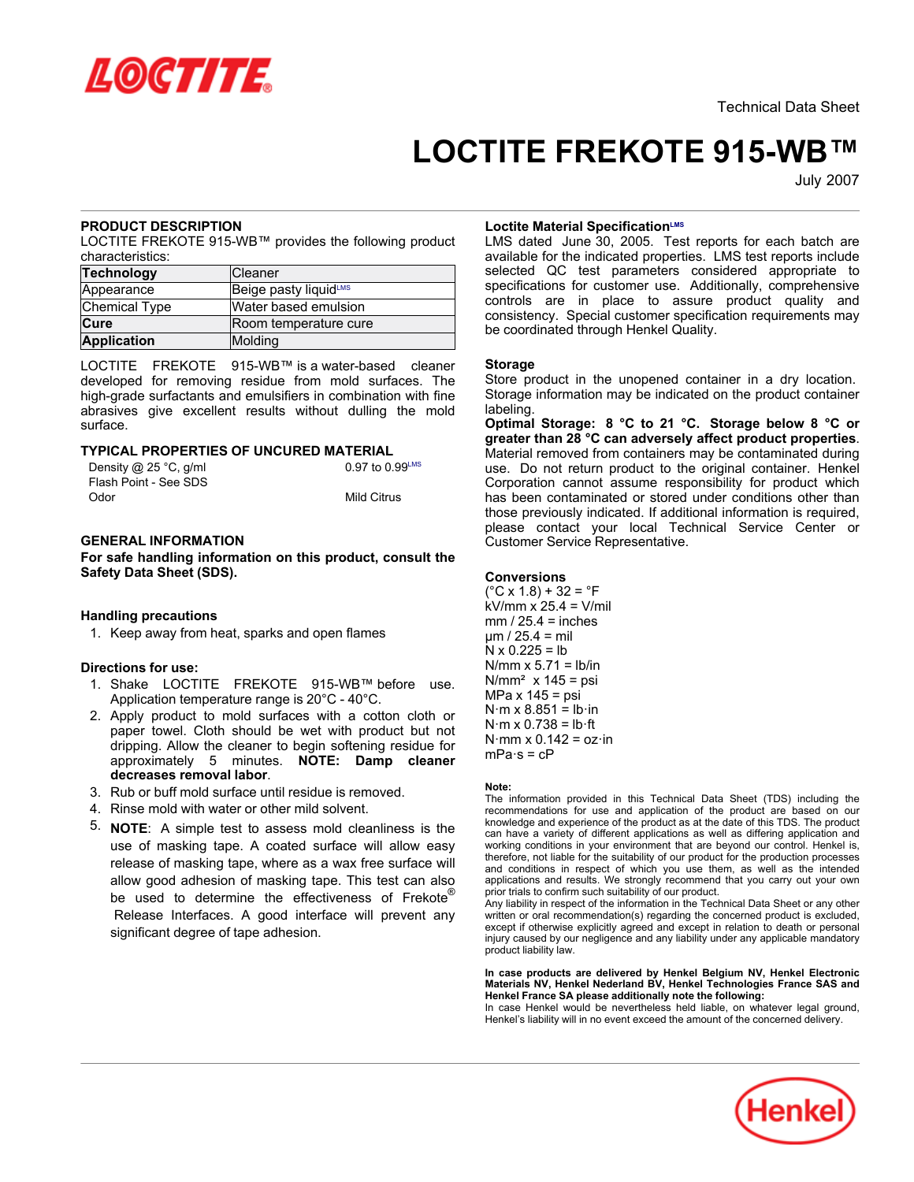Technical Data Sheet

# LOCTITE FREKOTE 915-WB™

July 2007

## PRODUCT DESCRIPTION

LOCTITE FREKOTE 915-WB™ provides the following product characteristics:

| **Technology** | Cleaner |
|---|---|
| Appearance | Beige pasty liquid[LMS] |
| Chemical Type | Water based emulsion |
| **Cure** | Room temperature cure |
| **Application** | Molding |

LOCTITE FREKOTE 915-WB™ is a water-based cleaner developed for removing residue from mold surfaces. The high-grade surfactants and emulsifiers in combination with fine abrasives give excellent results without dulling the mold surface.

## TYPICAL PROPERTIES OF UNCURED MATERIAL

| | |
|---|---|
| Density @ 25 °C, g/ml | 0.97 to 0.99[LMS] |
| Flash Point - See SDS | |
| Odor | Mild Citrus |

## GENERAL INFORMATION

**For safe handling information on this product, consult the Safety Data Sheet (SDS).**

### Handling precautions

1. Keep away from heat, sparks and open flames

### Directions for use:

1. Shake LOCTITE FREKOTE 915-WB™ before use. Application temperature range is 20°C - 40°C.
2. Apply product to mold surfaces with a cotton cloth or paper towel. Cloth should be wet with product but not dripping. Allow the cleaner to begin softening residue for approximately 5 minutes. **NOTE: Damp cleaner decreases removal labor**.
3. Rub or buff mold surface until residue is removed.
4. Rinse mold with water or other mild solvent.
5. **NOTE**: A simple test to assess mold cleanliness is the use of masking tape. A coated surface will allow easy release of masking tape, where as a wax free surface will allow good adhesion of masking tape. This test can also be used to determine the effectiveness of Frekote® Release Interfaces. A good interface will prevent any significant degree of tape adhesion.

### Loctite Material Specification[LMS]

LMS dated June 30, 2005. Test reports for each batch are available for the indicated properties. LMS test reports include selected QC test parameters considered appropriate to specifications for customer use. Additionally, comprehensive controls are in place to assure product quality and consistency. Special customer specification requirements may be coordinated through Henkel Quality.

### Storage

Store product in the unopened container in a dry location. Storage information may be indicated on the product container labeling.

**Optimal Storage: 8 °C to 21 °C. Storage below 8 °C or greater than 28 °C can adversely affect product properties**. Material removed from containers may be contaminated during use. Do not return product to the original container. Henkel Corporation cannot assume responsibility for product which has been contaminated or stored under conditions other than those previously indicated. If additional information is required, please contact your local Technical Service Center or Customer Service Representative.

### Conversions

(°C x 1.8) + 32 = °F
kV/mm x 25.4 = V/mil
mm / 25.4 = inches
µm / 25.4 = mil
N x 0.225 = lb
N/mm x 5.71 = lb/in
N/mm² x 145 = psi
MPa x 145 = psi
N·m x 8.851 = lb·in
N·m x 0.738 = lb·ft
N·mm x 0.142 = oz·in
mPa·s = cP

**Note:**

The information provided in this Technical Data Sheet (TDS) including the recommendations for use and application of the product are based on our knowledge and experience of the product as at the date of this TDS. The product can have a variety of different applications as well as differing application and working conditions in your environment that are beyond our control. Henkel is, therefore, not liable for the suitability of our product for the production processes and conditions in respect of which you use them, as well as the intended applications and results. We strongly recommend that you carry out your own prior trials to confirm such suitability of our product.

Any liability in respect of the information in the Technical Data Sheet or any other written or oral recommendation(s) regarding the concerned product is excluded, except if otherwise explicitly agreed and except in relation to death or personal injury caused by our negligence and any liability under any applicable mandatory product liability law.

**In case products are delivered by Henkel Belgium NV, Henkel Electronic Materials NV, Henkel Nederland BV, Henkel Technologies France SAS and Henkel France SA please additionally note the following:**

In case Henkel would be nevertheless held liable, on whatever legal ground, Henkel's liability will in no event exceed the amount of the concerned delivery.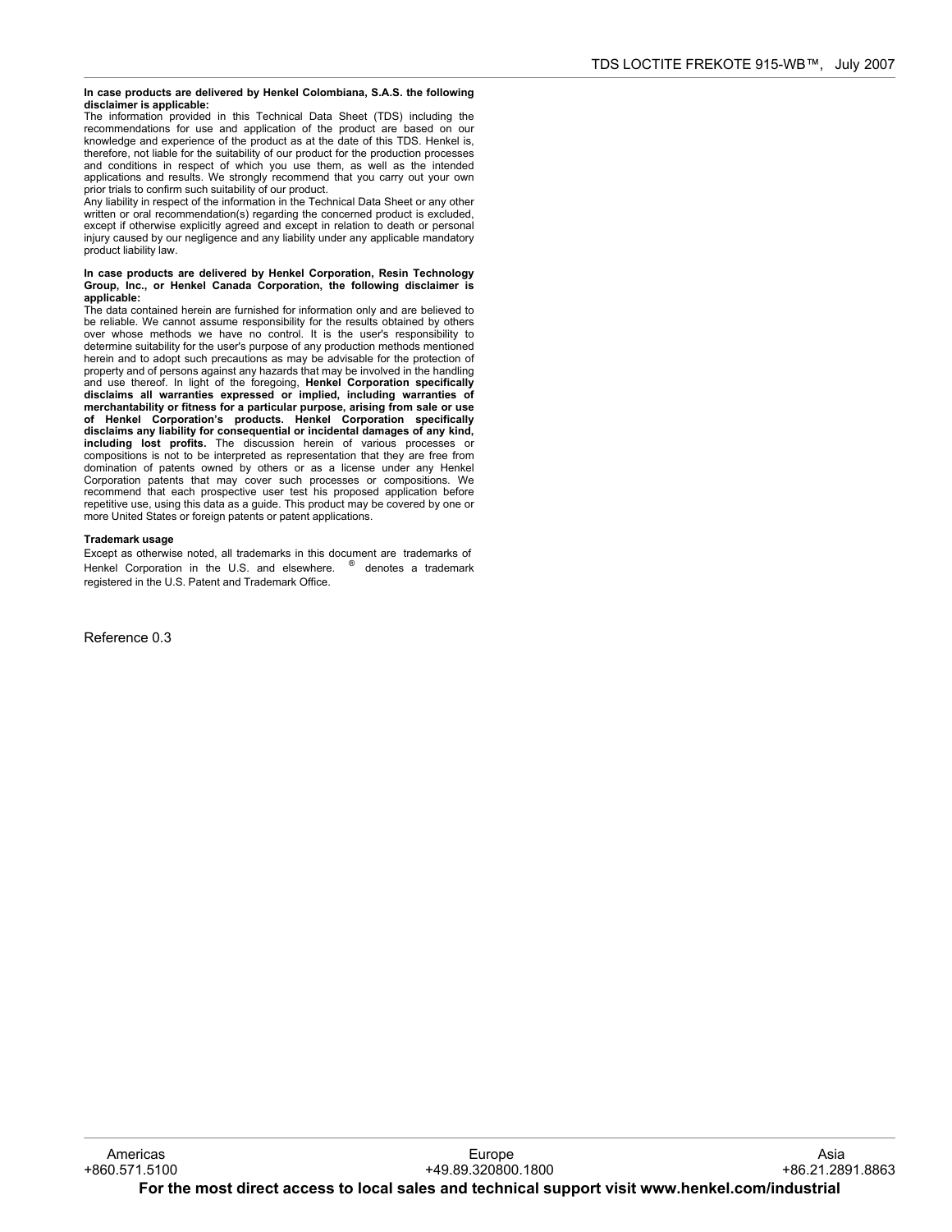**In case products are delivered by Henkel Colombiana, S.A.S. the following disclaimer is applicable:**

The information provided in this Technical Data Sheet (TDS) including the recommendations for use and application of the product are based on our knowledge and experience of the product as at the date of this TDS. Henkel is, therefore, not liable for the suitability of our product for the production processes and conditions in respect of which you use them, as well as the intended applications and results. We strongly recommend that you carry out your own prior trials to confirm such suitability of our product.

Any liability in respect of the information in the Technical Data Sheet or any other written or oral recommendation(s) regarding the concerned product is excluded, except if otherwise explicitly agreed and except in relation to death or personal injury caused by our negligence and any liability under any applicable mandatory product liability law.

**In case products are delivered by Henkel Corporation, Resin Technology Group, Inc., or Henkel Canada Corporation, the following disclaimer is applicable:**

The data contained herein are furnished for information only and are believed to be reliable. We cannot assume responsibility for the results obtained by others over whose methods we have no control. It is the user's responsibility to determine suitability for the user's purpose of any production methods mentioned herein and to adopt such precautions as may be advisable for the protection of property and of persons against any hazards that may be involved in the handling and use thereof. In light of the foregoing, **Henkel Corporation specifically disclaims all warranties expressed or implied, including warranties of merchantability or fitness for a particular purpose, arising from sale or use of Henkel Corporation's products. Henkel Corporation specifically disclaims any liability for consequential or incidental damages of any kind, including lost profits.** The discussion herein of various processes or compositions is not to be interpreted as representation that they are free from domination of patents owned by others or as a license under any Henkel Corporation patents that may cover such processes or compositions. We recommend that each prospective user test his proposed application before repetitive use, using this data as a guide. This product may be covered by one or more United States or foreign patents or patent applications.

**Trademark usage**

Except as otherwise noted, all trademarks in this document are trademarks of Henkel Corporation in the U.S. and elsewhere. ® denotes a trademark registered in the U.S. Patent and Trademark Office.

Reference 0.3

| Americas | Europe | Asia |
| --- | --- | --- |
| +860.571.5100 | +49.89.320800.1800 | +86.21.2891.8863 |

**For the most direct access to local sales and technical support visit www.henkel.com/industrial**